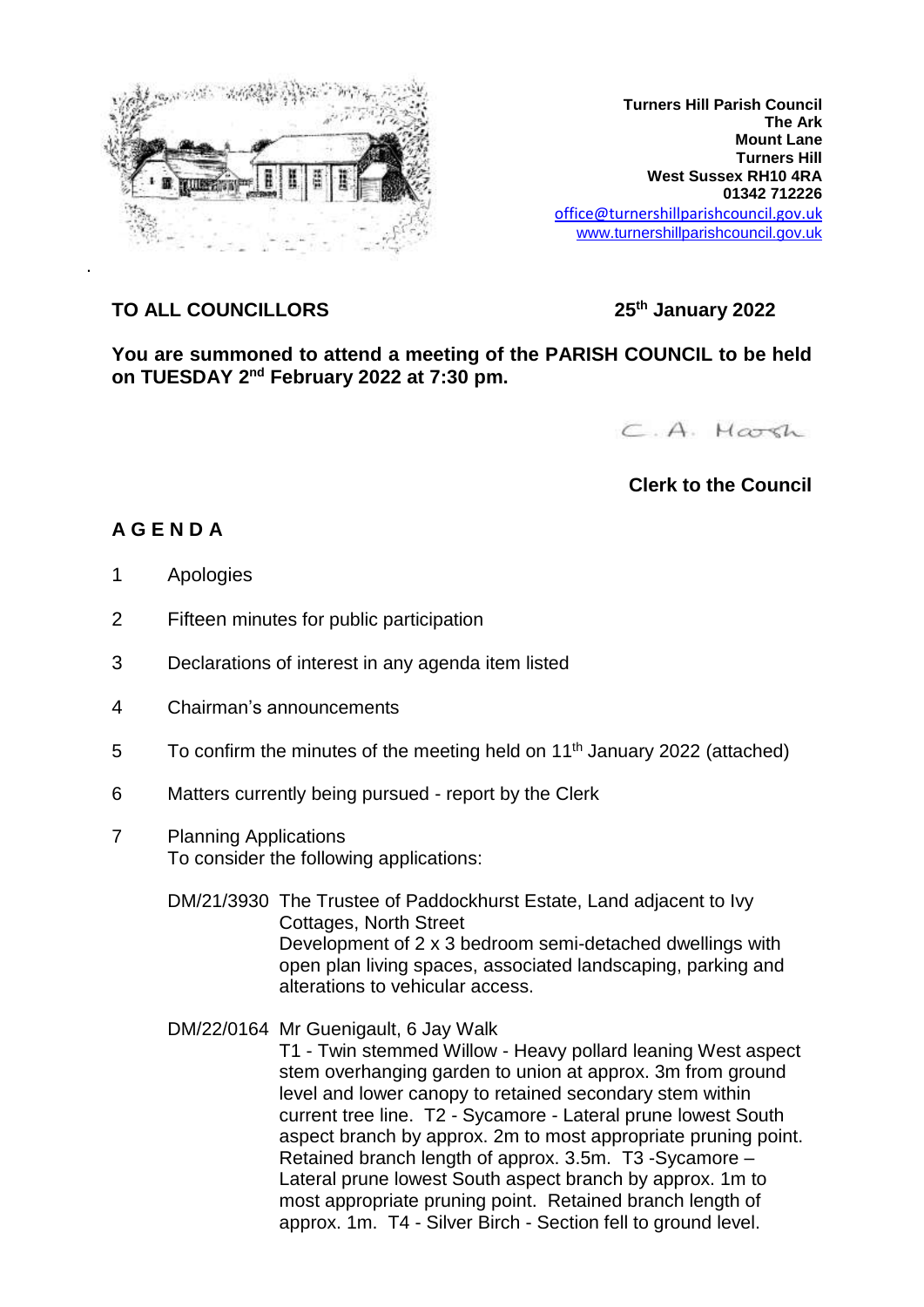**Turners Hill Parish Council**
**The Ark**
**Mount Lane**
**Turners Hill**
**West Sussex RH10 4RA**
**01342 712226**
office@turnershillparishcouncil.gov.uk
www.turnershillparishcouncil.gov.uk

**TO ALL COUNCILLORS** **25th January 2022**

**You are summoned to attend a meeting of the PARISH COUNCIL to be held on TUESDAY 2nd February 2022 at 7:30 pm.**

C. A. Harsh

**Clerk to the Council**

## A G E N D A

1. Apologies
2. Fifteen minutes for public participation
3. Declarations of interest in any agenda item listed
4. Chairman's announcements
5. To confirm the minutes of the meeting held on 11th January 2022 (attached)
6. Matters currently being pursued - report by the Clerk
7. Planning Applications
   To consider the following applications:

   DM/21/3930 The Trustee of Paddockhurst Estate, Land adjacent to Ivy Cottages, North Street
   Development of 2 x 3 bedroom semi-detached dwellings with open plan living spaces, associated landscaping, parking and alterations to vehicular access.

   DM/22/0164 Mr Guenigault, 6 Jay Walk
   T1 - Twin stemmed Willow - Heavy pollard leaning West aspect stem overhanging garden to union at approx. 3m from ground level and lower canopy to retained secondary stem within current tree line. T2 - Sycamore - Lateral prune lowest South aspect branch by approx. 2m to most appropriate pruning point. Retained branch length of approx. 3.5m. T3 -Sycamore – Lateral prune lowest South aspect branch by approx. 1m to most appropriate pruning point. Retained branch length of approx. 1m. T4 - Silver Birch - Section fell to ground level.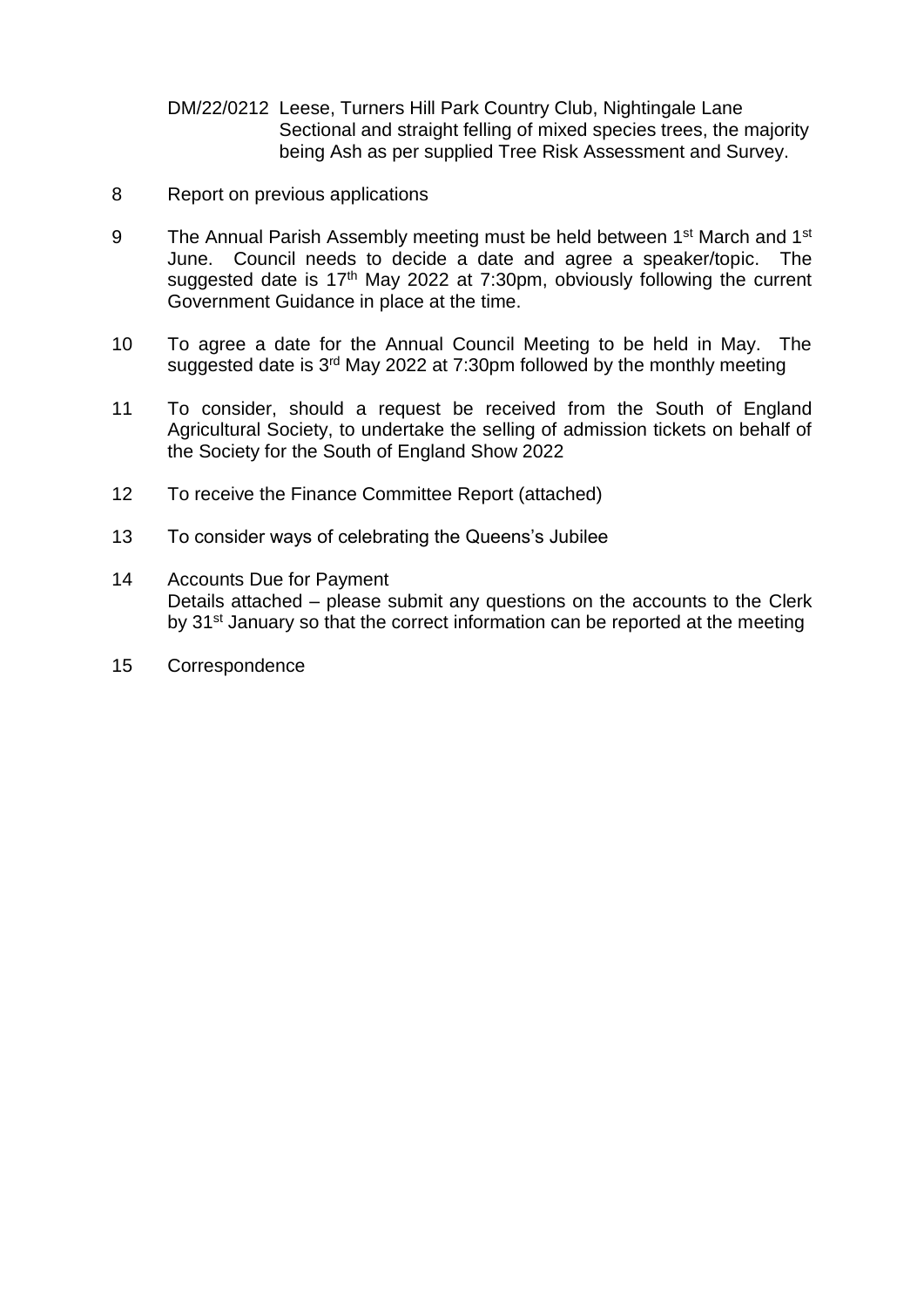DM/22/0212 Leese, Turners Hill Park Country Club, Nightingale Lane
Sectional and straight felling of mixed species trees, the majority being Ash as per supplied Tree Risk Assessment and Survey.

8 Report on previous applications

9 The Annual Parish Assembly meeting must be held between 1st March and 1st June. Council needs to decide a date and agree a speaker/topic. The suggested date is 17th May 2022 at 7:30pm, obviously following the current Government Guidance in place at the time.

10 To agree a date for the Annual Council Meeting to be held in May. The suggested date is 3rd May 2022 at 7:30pm followed by the monthly meeting

11 To consider, should a request be received from the South of England Agricultural Society, to undertake the selling of admission tickets on behalf of the Society for the South of England Show 2022

12 To receive the Finance Committee Report (attached)

13 To consider ways of celebrating the Queens's Jubilee

14 Accounts Due for Payment
Details attached – please submit any questions on the accounts to the Clerk by 31st January so that the correct information can be reported at the meeting

15 Correspondence